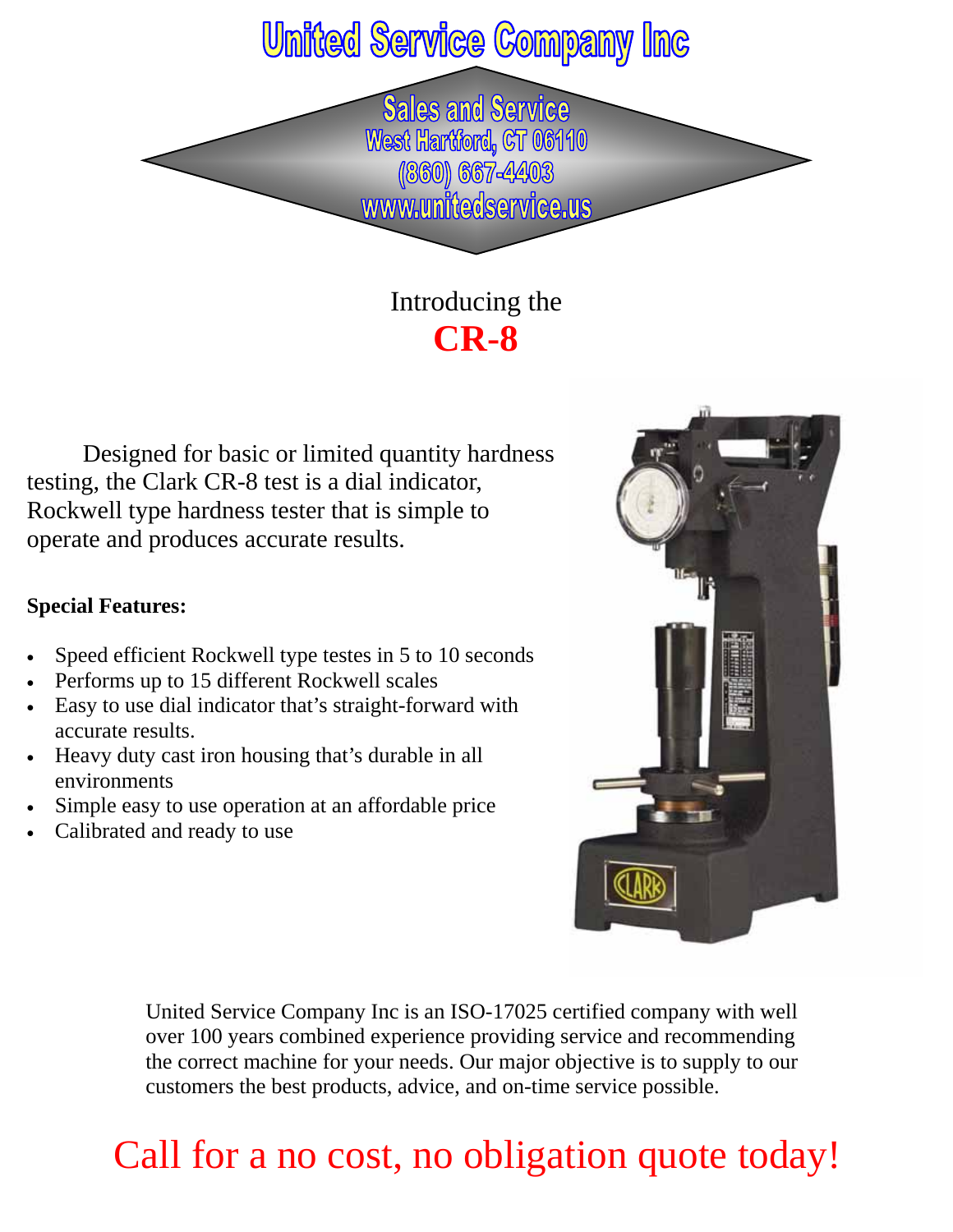# United Service Company Inc

**Sales and Service**
West Hartford, CT 06110
(860) 667-4403
www.unitedservice.us

Introducing the

## CR-8

Designed for basic or limited quantity hardness testing, the Clark CR-8 test is a dial indicator, Rockwell type hardness tester that is simple to operate and produces accurate results.

**Special Features:**

- Speed efficient Rockwell type testes in 5 to 10 seconds
- Performs up to 15 different Rockwell scales
- Easy to use dial indicator that's straight-forward with accurate results.
- Heavy duty cast iron housing that's durable in all environments
- Simple easy to use operation at an affordable price
- Calibrated and ready to use

United Service Company Inc is an ISO-17025 certified company with well over 100 years combined experience providing service and recommending the correct machine for your needs. Our major objective is to supply to our customers the best products, advice, and on-time service possible.

Call for a no cost, no obligation quote today!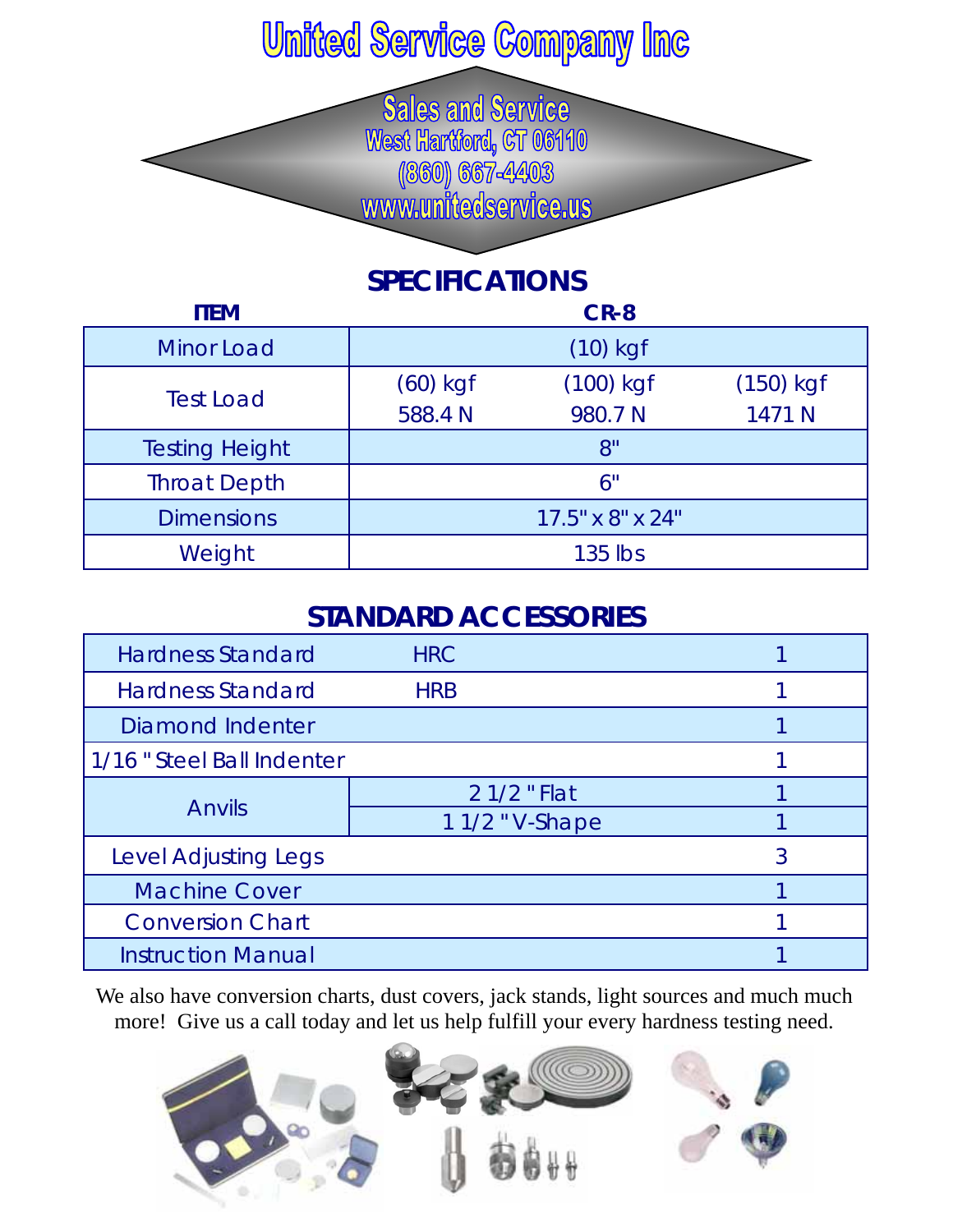# United Service Company Inc

**Sales and Service**
**West Hartford, CT 06110**
**(860) 667-4403**
**www.unitedservice.us**

## SPECIFICATIONS

| ITEM | CR-8 | | |
|---|---|---|---|
| Minor Load | (10) kgf | | |
| Test Load | (60) kgf<br>588.4 N | (100) kgf<br>980.7 N | (150) kgf<br>1471 N |
| Testing Height | 8" | | |
| Throat Depth | 6" | | |
| Dimensions | 17.5" x 8" x 24" | | |
| Weight | 135 lbs | | |

## STANDARD ACCESSORIES

| | | |
|---|---|---|
| Hardness Standard | HRC | 1 |
| Hardness Standard | HRB | 1 |
| Diamond Indenter | | 1 |
| 1/16 " Steel Ball Indenter | | 1 |
| Anvils | 2 1/2 " Flat | 1 |
| | 1 1/2 " V-Shape | 1 |
| Level Adjusting Legs | | 3 |
| Machine Cover | | 1 |
| Conversion Chart | | 1 |
| Instruction Manual | | 1 |

We also have conversion charts, dust covers, jack stands, light sources and much much more! Give us a call today and let us help fulfill your every hardness testing need.